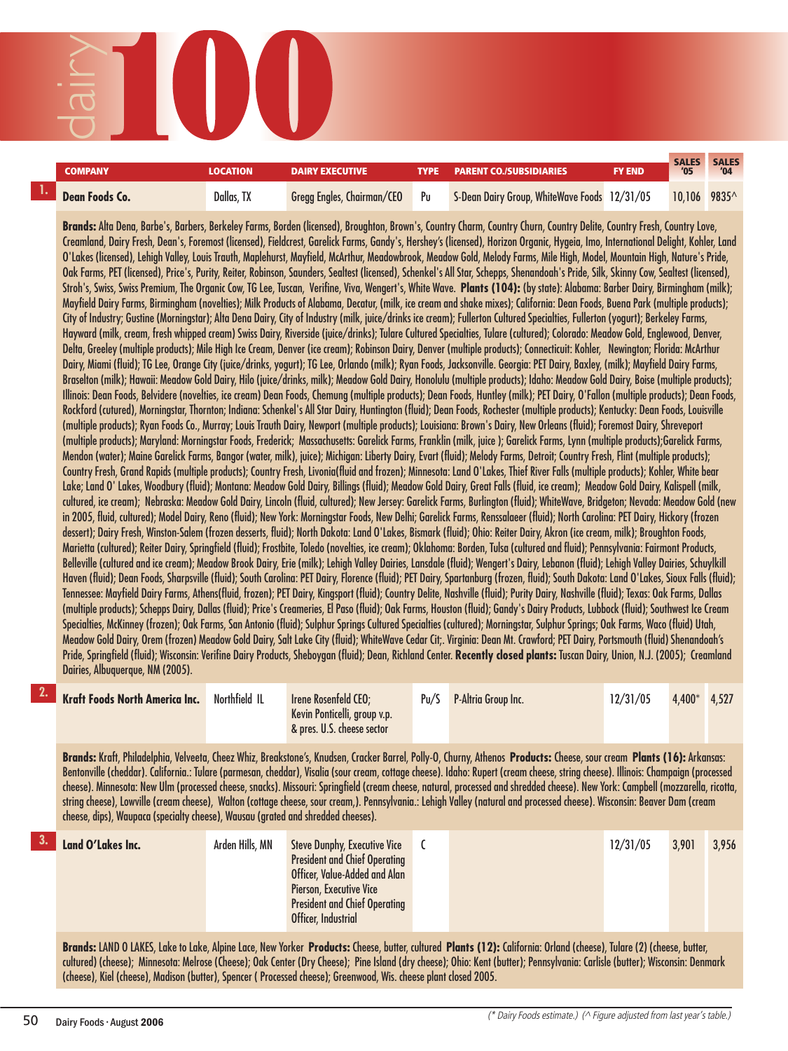# dairy 100

| | COMPANY | LOCATION | DAIRY EXECUTIVE | TYPE | PARENT CO./SUBSIDIARIES | FY END | SALES '05 | SALES '04 |
|---|---|---|---|---|---|---|---|---|
| 1. | **Dean Foods Co.** | Dallas, TX | Gregg Engles, Chairman/CEO | Pu | S-Dean Dairy Group, WhiteWave Foods | 12/31/05 | 10,106 | 9835^ |

**Brands:** Alta Dena, Barbe's, Barbers, Berkeley Farms, Borden (licensed), Broughton, Brown's, Country Charm, Country Churn, Country Delite, Country Fresh, Country Love, Creamland, Dairy Fresh, Dean's, Foremost (licensed), Fieldcrest, Garelick Farms, Gandy's, Hershey's (licensed), Horizon Organic, Hygeia, Imo, International Delight, Kohler, Land O'Lakes (licensed), Lehigh Valley, Louis Trauth, Maplehurst, Mayfield, McArthur, Meadowbrook, Meadow Gold, Melody Farms, Mile High, Model, Mountain High, Nature's Pride, Oak Farms, PET (licensed), Price's, Purity, Reiter, Robinson, Saunders, Sealtest (licensed), Schenkel's All Star, Schepps, Shenandoah's Pride, Silk, Skinny Cow, Sealtest (licensed), Stroh's, Swiss, Swiss Premium, The Organic Cow, TG Lee, Tuscan, Verifine, Viva, Wengert's, White Wave. **Plants (104):** (by state): Alabama: Barber Dairy, Birmingham (milk); Mayfield Dairy Farms, Birmingham (novelties); Milk Products of Alabama, Decatur, (milk, ice cream and shake mixes); California: Dean Foods, Buena Park (multiple products); City of Industry; Gustine (Morningstar); Alta Dena Dairy, City of Industry (milk, juice/drinks ice cream); Fullerton Cultured Specialties, Fullerton (yogurt); Berkeley Farms, Hayward (milk, cream, fresh whipped cream) Swiss Dairy, Riverside (juice/drinks); Tulare Cultured Specialties, Tulare (cultured); Colorado: Meadow Gold, Englewood, Denver, Delta, Greeley (multiple products); Mile High Ice Cream, Denver (ice cream); Robinson Dairy, Denver (multiple products); Connecticut: Kohler, Newington; Florida: McArthur Dairy, Miami (fluid); TG Lee, Orange City (juice/drinks, yogurt); TG Lee, Orlando (milk); Ryan Foods, Jacksonville. Georgia: PET Dairy, Baxley, (milk); Mayfield Dairy Farms, Braselton (milk); Hawaii: Meadow Gold Dairy, Hilo (juice/drinks, milk); Meadow Gold Dairy, Honolulu (multiple products); Idaho: Meadow Gold Dairy, Boise (multiple products); Illinois: Dean Foods, Belvidere (novelties, ice cream) Dean Foods, Chemung (multiple products); Dean Foods, Huntley (milk); PET Dairy, O'Fallon (multiple products); Dean Foods, Rockford (cutured), Morningstar, Thornton; Indiana: Schenkel's All Star Dairy, Huntington (fluid); Dean Foods, Rochester (multiple products); Kentucky: Dean Foods, Louisville (multiple products); Ryan Foods Co., Murray; Louis Trauth Dairy, Newport (multiple products); Louisiana: Brown's Dairy, New Orleans (fluid); Foremost Dairy, Shreveport (multiple products); Maryland: Morningstar Foods, Frederick; Massachusetts: Garelick Farms, Franklin (milk, juice ); Garelick Farms, Lynn (multiple products);Garelick Farms, Mendon (water); Maine Garelick Farms, Bangor (water, milk), juice); Michigan: Liberty Dairy, Evart (fluid); Melody Farms, Detroit; Country Fresh, Flint (multiple products); Country Fresh, Grand Rapids (multiple products); Country Fresh, Livonia(fluid and frozen); Minnesota: Land O'Lakes, Thief River Falls (multiple products); Kohler, White bear Lake; Land O' Lakes, Woodbury (fluid); Montana: Meadow Gold Dairy, Billings (fluid); Meadow Gold Dairy, Great Falls (fluid, ice cream); Meadow Gold Dairy, Kalispell (milk, cultured, ice cream); Nebraska: Meadow Gold Dairy, Lincoln (fluid, cultured); New Jersey: Garelick Farms, Burlington (fluid); WhiteWave, Bridgeton; Nevada: Meadow Gold (new in 2005, fluid, cultured); Model Dairy, Reno (fluid); New York: Morningstar Foods, New Delhi; Garelick Farms, Renssalaeer (fluid); North Carolina: PET Dairy, Hickory (frozen dessert); Dairy Fresh, Winston-Salem (frozen desserts, fluid); North Dakota: Land O'Lakes, Bismark (fluid); Ohio: Reiter Dairy, Akron (ice cream, milk); Broughton Foods, Marietta (cultured); Reiter Dairy, Springfield (fluid); Frostbite, Toledo (novelties, ice cream); Oklahoma: Borden, Tulsa (cultured and fluid); Pennsylvania: Fairmont Products, Belleville (cultured and ice cream); Meadow Brook Dairy, Erie (milk); Lehigh Valley Dairies, Lansdale (fluid); Wengert's Dairy, Lebanon (fluid); Lehigh Valley Dairies, Schuylkill Haven (fluid); Dean Foods, Sharpsville (fluid); South Carolina: PET Dairy, Florence (fluid); PET Dairy, Spartanburg (frozen, fluid); South Dakota: Land O'Lakes, Sioux Falls (fluid); Tennessee: Mayfield Dairy Farms, Athens(fluid, frozen); PET Dairy, Kingsport (fluid); Country Delite, Nashville (fluid); Purity Dairy, Nashville (fluid); Texas: Oak Farms, Dallas (multiple products); Schepps Dairy, Dallas (fluid); Price's Creameries, El Paso (fluid); Oak Farms, Houston (fluid); Gandy's Dairy Products, Lubbock (fluid); Southwest Ice Cream Specialties, McKinney (frozen); Oak Farms, San Antonio (fluid); Sulphur Springs Cultured Specialties (cultured); Morningstar, Sulphur Springs; Oak Farms, Waco (fluid) Utah, Meadow Gold Dairy, Orem (frozen) Meadow Gold Dairy, Salt Lake City (fluid); WhiteWave Cedar Cit;. Virginia: Dean Mt. Crawford; PET Dairy, Portsmouth (fluid) Shenandoah's Pride, Springfield (fluid); Wisconsin: Verifine Dairy Products, Sheboygan (fluid); Dean, Richland Center. **Recently closed plants:** Tuscan Dairy, Union, N.J. (2005); Creamland Dairies, Albuquerque, NM (2005).

| | COMPANY | LOCATION | DAIRY EXECUTIVE | TYPE | PARENT CO./SUBSIDIARIES | FY END | SALES '05 | SALES '04 |
|---|---|---|---|---|---|---|---|---|
| 2. | **Kraft Foods North America Inc.** | Northfield IL | Irene Rosenfeld CEO; Kevin Ponticelli, group v.p. & pres. U.S. cheese sector | Pu/S | P-Altria Group Inc. | 12/31/05 | 4,400* | 4,527 |

**Brands:** Kraft, Philadelphia, Velveeta, Cheez Whiz, Breakstone's, Knudsen, Cracker Barrel, Polly-O, Churny, Athenos **Products:** Cheese, sour cream **Plants (16):** Arkansas: Bentonville (cheddar). California.: Tulare (parmesan, cheddar), Visalia (sour cream, cottage cheese). Idaho: Rupert (cream cheese, string cheese). Illinois: Champaign (processed cheese). Minnesota: New Ulm (processed cheese, snacks). Missouri: Springfield (cream cheese, natural, processed and shredded cheese). New York: Campbell (mozzarella, ricotta, string cheese), Lowville (cream cheese), Walton (cottage cheese, sour cream,). Pennsylvania.: Lehigh Valley (natural and processed cheese). Wisconsin: Beaver Dam (cream cheese, dips), Waupaca (specialty cheese), Wausau (grated and shredded cheeses).

| | COMPANY | LOCATION | DAIRY EXECUTIVE | TYPE | PARENT CO./SUBSIDIARIES | FY END | SALES '05 | SALES '04 |
|---|---|---|---|---|---|---|---|---|
| 3. | **Land O'Lakes Inc.** | Arden Hills, MN | Steve Dunphy, Executive Vice President and Chief Operating Officer, Value-Added and Alan Pierson, Executive Vice President and Chief Operating Officer, Industrial | C | | 12/31/05 | 3,901 | 3,956 |

**Brands:** LAND O LAKES, Lake to Lake, Alpine Lace, New Yorker **Products:** Cheese, butter, cultured **Plants (12):** California: Orland (cheese), Tulare (2) (cheese, butter, cultured) (cheese); Minnesota: Melrose (Cheese); Oak Center (Dry Cheese); Pine Island (dry cheese); Ohio: Kent (butter); Pennsylvania: Carlisle (butter); Wisconsin: Denmark (cheese), Kiel (cheese), Madison (butter), Spencer ( Processed cheese); Greenwood, Wis. cheese plant closed 2005.

*(\* Dairy Foods estimate.) (^ Figure adjusted from last year's table.)*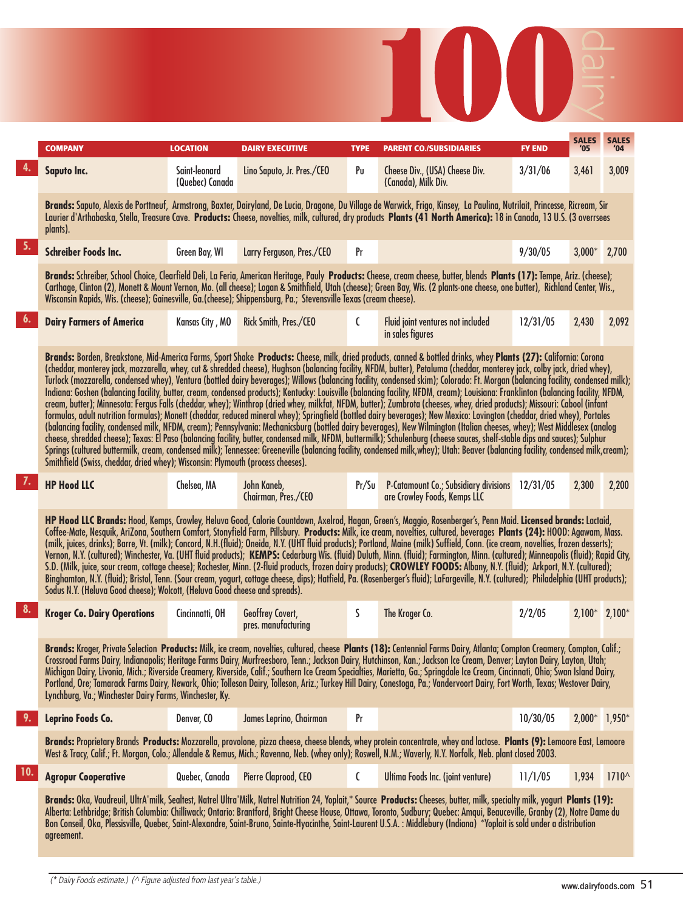# 100 dairy

| | COMPANY | LOCATION | DAIRY EXECUTIVE | TYPE | PARENT CO./SUBSIDIARIES | FY END | SALES '05 | SALES '04 |
|---|---|---|---|---|---|---|---|---|
| 4. | **Saputo Inc.** | Saint-leonard (Quebec) Canada | Lino Saputo, Jr. Pres./CEO | Pu | Cheese Div., (USA) Cheese Div. (Canada), Milk Div. | 3/31/06 | 3,461 | 3,009 |

**Brands:** Saputo, Alexis de Porttneuf, Armstrong, Baxter, Dairyland, De Lucia, Dragone, Du Village de Warwick, Frigo, Kinsey, La Paulina, Nutrilait, Princesse, Ricream, Sir Laurier d'Arthabaska, Stella, Treasure Cave. **Products:** Cheese, novelties, milk, cultured, dry products **Plants (41 North America):** 18 in Canada, 13 U.S. (3 overrsees plants).

| | COMPANY | LOCATION | DAIRY EXECUTIVE | TYPE | PARENT CO./SUBSIDIARIES | FY END | SALES '05 | SALES '04 |
|---|---|---|---|---|---|---|---|---|
| 5. | **Schreiber Foods Inc.** | Green Bay, WI | Larry Ferguson, Pres./CEO | Pr | | 9/30/05 | 3,000* | 2,700 |

**Brands:** Schreiber, School Choice, Clearfield Deli, La Feria, American Heritage, Pauly **Products:** Cheese, cream cheese, butter, blends **Plants (17):** Tempe, Ariz. (cheese); Carthage, Clinton (2), Monett & Mount Vernon, Mo. (all cheese); Logan & Smithfield, Utah (cheese); Green Bay, Wis. (2 plants-one cheese, one butter), Richland Center, Wis., Wisconsin Rapids, Wis. (cheese); Gainesville, Ga.(cheese); Shippensburg, Pa.; Stevensville Texas (cream cheese).

| | COMPANY | LOCATION | DAIRY EXECUTIVE | TYPE | PARENT CO./SUBSIDIARIES | FY END | SALES '05 | SALES '04 |
|---|---|---|---|---|---|---|---|---|
| 6. | **Dairy Farmers of America** | Kansas City , MO | Rick Smith, Pres./CEO | C | Fluid joint ventures not included in sales figures | 12/31/05 | 2,430 | 2,092 |

**Brands:** Borden, Breakstone, Mid-America Farms, Sport Shake **Products:** Cheese, milk, dried products, canned & bottled drinks, whey **Plants (27):** California: Corona (cheddar, monterey jack, mozzarella, whey, cut & shredded cheese), Hughson (balancing facility, NFDM, butter), Petaluma (cheddar, monterey jack, colby jack, dried whey), Turlock (mozzarella, condensed whey), Ventura (bottled dairy beverages); Willows (balancing facility, condensed skim); Colorado: Ft. Morgan (balancing facility, condensed milk); Indiana: Goshen (balancing facility, butter, cream, condensed products); Kentucky: Louisville (balancing facility, NFDM, cream); Louisiana: Franklinton (balancing facility, NFDM, cream, butter); Minnesota: Fergus Falls (cheddar, whey); Winthrop (dried whey, milkfat, NFDM, butter); Zumbrota (cheeses, whey, dried products); Missouri: Cabool (infant formulas, adult nutrition formulas); Monett (cheddar, reduced mineral whey); Springfield (bottled dairy beverages); New Mexico: Lovington (cheddar, dried whey), Portales (balancing facility, condensed milk, NFDM, cream); Pennsylvania: Mechanicsburg (bottled dairy beverages), New Wilmington (Italian cheeses, whey); West Middlesex (analog cheese, shredded cheese); Texas: El Paso (balancing facility, butter, condensed milk, NFDM, buttermilk); Schulenburg (cheese sauces, shelf-stable dips and sauces); Sulphur Springs (cultured buttermilk, cream, condensed milk); Tennessee: Greeneville (balancing facility, condensed milk,whey); Utah: Beaver (balancing facility, condensed milk,cream); Smithfield (Swiss, cheddar, dried whey); Wisconsin: Plymouth (process cheeses).

| | COMPANY | LOCATION | DAIRY EXECUTIVE | TYPE | PARENT CO./SUBSIDIARIES | FY END | SALES '05 | SALES '04 |
|---|---|---|---|---|---|---|---|---|
| 7. | **HP Hood LLC** | Chelsea, MA | John Kaneb, Chairman, Pres./CEO | Pr/Su | P-Catamount Co.; Subsidiary divisions are Crowley Foods, Kemps LLC | 12/31/05 | 2,300 | 2,200 |

**HP Hood LLC Brands:** Hood, Kemps, Crowley, Heluva Good, Calorie Countdown, Axelrod, Hagan, Green's, Maggio, Rosenberger's, Penn Maid. **Licensed brands:** Lactaid, Coffee-Mate, Nesquik, AriZona, Southern Comfort, Stonyfield Farm, Pillsbury. **Products:** Milk, ice cream, novelties, cultured, beverages **Plants (24):** HOOD: Agawam, Mass. (milk, juices, drinks); Barre, Vt. (milk); Concord, N.H.(fluid); Oneida, N.Y. (UHT fluid products); Portland, Maine (milk) Suffield, Conn. (ice cream, novelties, frozen desserts); Vernon, N.Y. (cultured); Winchester, Va. (UHT fluid products); **KEMPS:** Cedarburg Wis. (fluid) Duluth, Minn. (fluid); Farmington, Minn. (cultured); Minneapolis (fluid); Rapid City, S.D. (Milk, juice, sour cream, cottage cheese); Rochester, Minn. (2-fluid products, frozen dairy products); **CROWLEY FOODS:** Albany, N.Y. (fluid); Arkport, N.Y. (cultured); Binghamton, N.Y. (fluid); Bristol, Tenn. (Sour cream, yogurt, cottage cheese, dips); Hatfield, Pa. (Rosenberger's fluid); LaFargeville, N.Y. (cultured); Philadelphia (UHT products); Sodus N.Y. (Heluva Good cheese); Wolcott, (Heluva Good cheese and spreads).

| | COMPANY | LOCATION | DAIRY EXECUTIVE | TYPE | PARENT CO./SUBSIDIARIES | FY END | SALES '05 | SALES '04 |
|---|---|---|---|---|---|---|---|---|
| 8. | **Kroger Co. Dairy Operations** | Cincinnatti, OH | Geoffrey Covert, pres. manufacturing | S | The Kroger Co. | 2/2/05 | 2,100* | 2,100* |

**Brands:** Kroger, Private Selection **Products:** Milk, ice cream, novelties, cultured, cheese **Plants (18):** Centennial Farms Dairy, Atlanta; Compton Creamery, Compton, Calif.; Crossroad Farms Dairy, Indianapolis; Heritage Farms Dairy, Murfreesboro, Tenn.; Jackson Dairy, Hutchinson, Kan.; Jackson Ice Cream, Denver; Layton Dairy, Layton, Utah; Michigan Dairy, Livonia, Mich.; Riverside Creamery, Riverside, Calif.; Southern Ice Cream Specialties, Marietta, Ga.; Springdale Ice Cream, Cincinnati, Ohio; Swan Island Dairy, Portland, Ore; Tamarack Farms Dairy, Newark, Ohio; Tolleson Dairy, Tolleson, Ariz.; Turkey Hill Dairy, Conestoga, Pa.; Vandervoort Dairy, Fort Worth, Texas; Westover Dairy, Lynchburg, Va.; Winchester Dairy Farms, Winchester, Ky.

| | COMPANY | LOCATION | DAIRY EXECUTIVE | TYPE | PARENT CO./SUBSIDIARIES | FY END | SALES '05 | SALES '04 |
|---|---|---|---|---|---|---|---|---|
| 9. | **Leprino Foods Co.** | Denver, CO | James Leprino, Chairman | Pr | | 10/30/05 | 2,000* | 1,950* |

**Brands:** Proprietary Brands **Products:** Mozzarella, provolone, pizza cheese, cheese blends, whey protein concentrate, whey and lactose. **Plants (9):** Lemoore East, Lemoore West & Tracy, Calif.; Ft. Morgan, Colo.; Allendale & Remus, Mich.; Ravenna, Neb. (whey only); Roswell, N.M.; Waverly, N.Y. Norfolk, Neb. plant closed 2003.

| | COMPANY | LOCATION | DAIRY EXECUTIVE | TYPE | PARENT CO./SUBSIDIARIES | FY END | SALES '05 | SALES '04 |
|---|---|---|---|---|---|---|---|---|
| 10. | **Agropur Cooperative** | Quebec, Canada | Pierre Claprood, CEO | C | Ultima Foods Inc. (joint venture) | 11/1/05 | 1,934 | 1710^ |

**Brands:** Oka, Vaudreuil, UltrA'milk, Sealtest, Natrel Ultra'Milk, Natrel Nutrition 24, Yoplait,* Source **Products:** Cheeses, butter, milk, specialty milk, yogurt **Plants (19):** Alberta: Lethbridge; British Columbia: Chilliwack; Ontario: Brantford, Bright Cheese House, Ottawa, Toronto, Sudbury; Quebec: Amqui, Beauceville, Granby (2), Notre Dame du Bon Conseil, Oka, Plessisville, Quebec, Saint-Alexandre, Saint-Bruno, Sainte-Hyacinthe, Saint-Laurent U.S.A. : Middlebury (Indiana) *Yoplait is sold under a distribution agreement.

*(* Dairy Foods estimate.) (^ Figure adjusted from last year's table.)*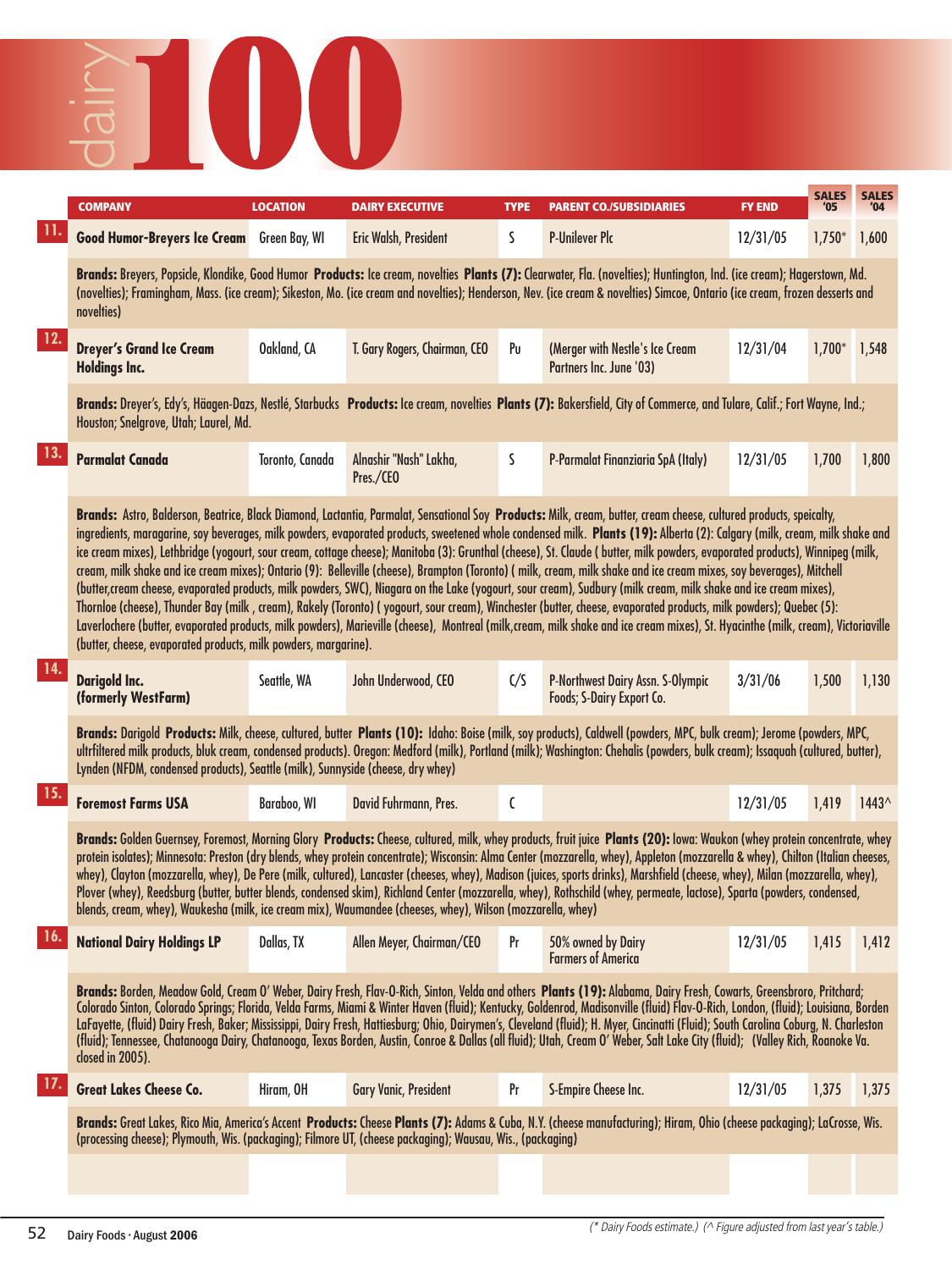# dairy 100

| | COMPANY | LOCATION | DAIRY EXECUTIVE | TYPE | PARENT CO./SUBSIDIARIES | FY END | SALES '05 | SALES '04 |
|---|---|---|---|---|---|---|---|---|
| 11. | **Good Humor-Breyers Ice Cream** | Green Bay, WI | Eric Walsh, President | S | P-Unilever Plc | 12/31/05 | 1,750* | 1,600 |
| | **Brands:** Breyers, Popsicle, Klondike, Good Humor **Products:** Ice cream, novelties **Plants (7):** Clearwater, Fla. (novelties); Huntington, Ind. (ice cream); Hagerstown, Md. (novelties); Framingham, Mass. (ice cream); Sikeston, Mo. (ice cream and novelties); Henderson, Nev. (ice cream & novelties) Simcoe, Ontario (ice cream, frozen desserts and novelties) | | | | | | | |
| 12. | **Dreyer's Grand Ice Cream Holdings Inc.** | Oakland, CA | T. Gary Rogers, Chairman, CEO | Pu | (Merger with Nestle's Ice Cream Partners Inc. June '03) | 12/31/04 | 1,700* | 1,548 |
| | **Brands:** Dreyer's, Edy's, Häagen-Dazs, Nestlé, Starbucks **Products:** Ice cream, novelties **Plants (7):** Bakersfield, City of Commerce, and Tulare, Calif.; Fort Wayne, Ind.; Houston; Snelgrove, Utah; Laurel, Md. | | | | | | | |
| 13. | **Parmalat Canada** | Toronto, Canada | Alnashir "Nash" Lakha, Pres./CEO | S | P-Parmalat Finanziaria SpA (Italy) | 12/31/05 | 1,700 | 1,800 |
| | **Brands:** Astro, Balderson, Beatrice, Black Diamond, Lactantia, Parmalat, Sensational Soy **Products:** Milk, cream, butter, cream cheese, cultured products, speicalty, ingredients, maragarine, soy beverages, milk powders, evaporated products, sweetened whole condensed milk. **Plants (19):** Alberta (2): Calgary (milk, cream, milk shake and ice cream mixes), Lethbridge (yogourt, sour cream, cottage cheese); Manitoba (3): Grunthal (cheese), St. Claude ( butter, milk powders, evaporated products), Winnipeg (milk, cream, milk shake and ice cream mixes); Ontario (9): Belleville (cheese), Brampton (Toronto) ( milk, cream, milk shake and ice cream mixes, soy beverages), Mitchell (butter,cream cheese, evaporated products, milk powders, SWC), Niagara on the Lake (yogourt, sour cream), Sudbury (milk cream, milk shake and ice cream mixes), Thornloe (cheese), Thunder Bay (milk , cream), Rakely (Toronto) ( yogourt, sour cream), Winchester (butter, cheese, evaporated products, milk powders); Quebec (5): Laverlochere (butter, evaporated products, milk powders), Marieville (cheese), Montreal (milk,cream, milk shake and ice cream mixes), St. Hyacinthe (milk, cream), Victoriaville (butter, cheese, evaporated products, milk powders, margarine). | | | | | | | |
| 14. | **Darigold Inc. (formerly WestFarm)** | Seattle, WA | John Underwood, CEO | C/S | P-Northwest Dairy Assn. S-Olympic Foods; S-Dairy Export Co. | 3/31/06 | 1,500 | 1,130 |
| | **Brands:** Darigold **Products:** Milk, cheese, cultured, butter **Plants (10):** Idaho: Boise (milk, soy products), Caldwell (powders, MPC, bulk cream); Jerome (powders, MPC, ultrfiltered milk products, bluk cream, condensed products). Oregon: Medford (milk), Portland (milk); Washington: Chehalis (powders, bulk cream); Issaquah (cultured, butter), Lynden (NFDM, condensed products), Seattle (milk), Sunnyside (cheese, dry whey) | | | | | | | |
| 15. | **Foremost Farms USA** | Baraboo, WI | David Fuhrmann, Pres. | C | | 12/31/05 | 1,419 | 1443^ |
| | **Brands:** Golden Guernsey, Foremost, Morning Glory **Products:** Cheese, cultured, milk, whey products, fruit juice **Plants (20):** Iowa: Waukon (whey protein concentrate, whey protein isolates); Minnesota: Preston (dry blends, whey protein concentrate); Wisconsin: Alma Center (mozzarella, whey), Appleton (mozzarella & whey), Chilton (Italian cheeses, whey), Clayton (mozzarella, whey), De Pere (milk, cultured), Lancaster (cheeses, whey), Madison (juices, sports drinks), Marshfield (cheese, whey), Milan (mozzarella, whey), Plover (whey), Reedsburg (butter, butter blends, condensed skim), Richland Center (mozzarella, whey), Rothschild (whey, permeate, lactose), Sparta (powders, condensed, blends, cream, whey), Waukesha (milk, ice cream mix), Waumandee (cheeses, whey), Wilson (mozzarella, whey) | | | | | | | |
| 16. | **National Dairy Holdings LP** | Dallas, TX | Allen Meyer, Chairman/CEO | Pr | 50% owned by Dairy Farmers of America | 12/31/05 | 1,415 | 1,412 |
| | **Brands:** Borden, Meadow Gold, Cream O' Weber, Dairy Fresh, Flav-O-Rich, Sinton, Velda and others **Plants (19):** Alabama, Dairy Fresh, Cowarts, Greensbroro, Pritchard; Colorado Sinton, Colorado Springs; Florida, Velda Farms, Miami & Winter Haven (fluid); Kentucky, Goldenrod, Madisonville (fluid) Flav-O-Rich, London, (fluid); Louisiana, Borden LaFayette, (fluid) Dairy Fresh, Baker; Mississippi, Dairy Fresh, Hattiesburg; Ohio, Dairymen's, Cleveland (fluid); H. Myer, Cincinatti (Fluid); South Carolina Coburg, N. Charleston (fluid); Tennessee, Chatanooga Dairy, Chatanooga, Texas Borden, Austin, Conroe & Dallas (all fluid); Utah, Cream O' Weber, Salt Lake City (fluid); (Valley Rich, Roanoke Va. closed in 2005). | | | | | | | |
| 17. | **Great Lakes Cheese Co.** | Hiram, OH | Gary Vanic, President | Pr | S-Empire Cheese Inc. | 12/31/05 | 1,375 | 1,375 |
| | **Brands:** Great Lakes, Rico Mia, America's Accent **Products:** Cheese **Plants (7):** Adams & Cuba, N.Y. (cheese manufacturing); Hiram, Ohio (cheese packaging); LaCrosse, Wis. (processing cheese); Plymouth, Wis. (packaging); Filmore UT, (cheese packaging); Wausau, Wis., (packaging) | | | | | | | |

*(\* Dairy Foods estimate.) (^ Figure adjusted from last year's table.)*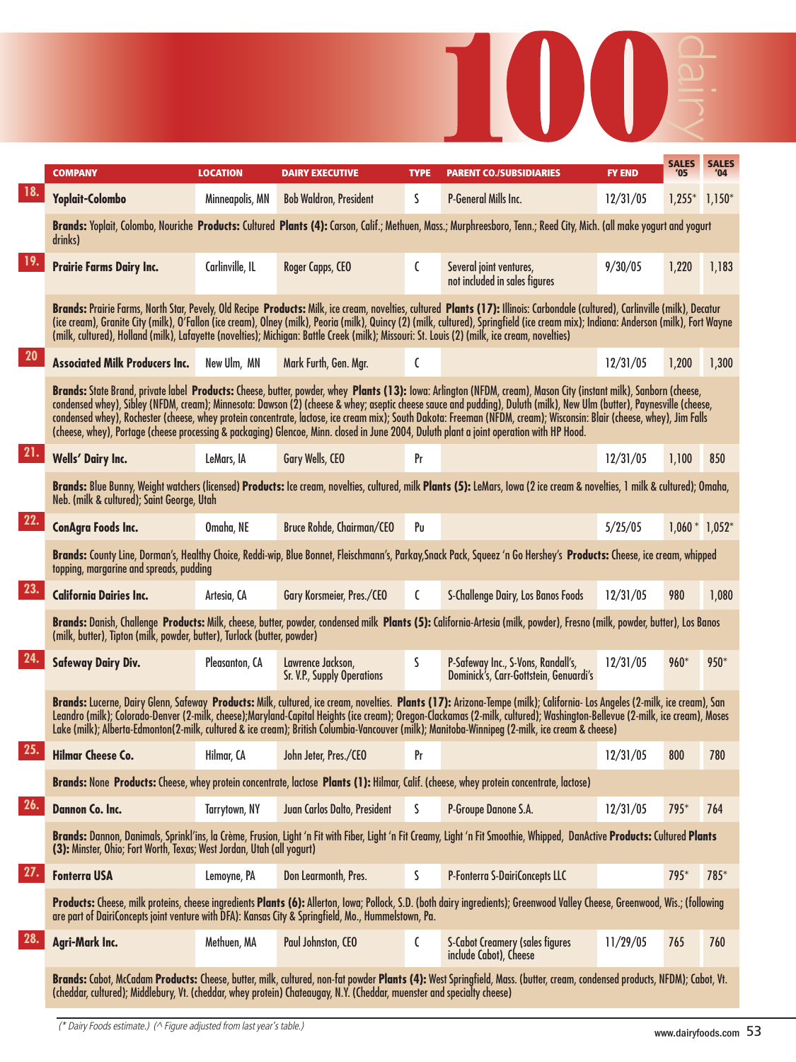# 100 dairy

| | COMPANY | LOCATION | DAIRY EXECUTIVE | TYPE | PARENT CO./SUBSIDIARIES | FY END | SALES '05 | SALES '04 |
|---|---|---|---|---|---|---|---|---|
| 18. | **Yoplait-Colombo** | Minneapolis, MN | Bob Waldron, President | S | P-General Mills Inc. | 12/31/05 | 1,255* | 1,150* |
| | **Brands:** Yoplait, Colombo, Nouriche **Products:** Cultured **Plants (4):** Carson, Calif.; Methuen, Mass.; Murphreesboro, Tenn.; Reed City, Mich. (all make yogurt and yogurt drinks) | | | | | | | |
| 19. | **Prairie Farms Dairy Inc.** | Carlinville, IL | Roger Capps, CEO | C | Several joint ventures, not included in sales figures | 9/30/05 | 1,220 | 1,183 |
| | **Brands:** Prairie Farms, North Star, Pevely, Old Recipe **Products:** Milk, ice cream, novelties, cultured **Plants (17):** Illinois: Carbondale (cultured), Carlinville (milk), Decatur (ice cream), Granite City (milk), O'Fallon (ice cream), Olney (milk), Peoria (milk), Quincy (2) (milk, cultured), Springfield (ice cream mix); Indiana: Anderson (milk), Fort Wayne (milk, cultured), Holland (milk), Lafayette (novelties); Michigan: Battle Creek (milk); Missouri: St. Louis (2) (milk, ice cream, novelties) | | | | | | | |
| 20 | **Associated Milk Producers Inc.** | New Ulm, MN | Mark Furth, Gen. Mgr. | C | | 12/31/05 | 1,200 | 1,300 |
| | **Brands:** State Brand, private label **Products:** Cheese, butter, powder, whey **Plants (13):** Iowa: Arlington (NFDM, cream), Mason City (instant milk), Sanborn (cheese, condensed whey), Sibley (NFDM, cream); Minnesota: Dawson (2) (cheese & whey; aseptic cheese sauce and pudding), Duluth (milk), New Ulm (butter), Paynesville (cheese, condensed whey), Rochester (cheese, whey protein concentrate, lactose, ice cream mix); South Dakota: Freeman (NFDM, cream); Wisconsin: Blair (cheese, whey), Jim Falls (cheese, whey), Portage (cheese processing & packaging) Glencoe, Minn. closed in June 2004, Duluth plant a joint operation with HP Hood. | | | | | | | |
| 21. | **Wells' Dairy Inc.** | LeMars, IA | Gary Wells, CEO | Pr | | 12/31/05 | 1,100 | 850 |
| | **Brands:** Blue Bunny, Weight watchers (licensed) **Products:** Ice cream, novelties, cultured, milk **Plants (5):** LeMars, Iowa (2 ice cream & novelties, 1 milk & cultured); Omaha, Neb. (milk & cultured); Saint George, Utah | | | | | | | |
| 22. | **ConAgra Foods Inc.** | Omaha, NE | Bruce Rohde, Chairman/CEO | Pu | | 5/25/05 | 1,060* | 1,052* |
| | **Brands:** County Line, Dorman's, Healthy Choice, Reddi-wip, Blue Bonnet, Fleischmann's, Parkay,Snack Pack, Squeez 'n Go Hershey's **Products:** Cheese, ice cream, whipped topping, margarine and spreads, pudding | | | | | | | |
| 23. | **California Dairies Inc.** | Artesia, CA | Gary Korsmeier, Pres./CEO | C | S-Challenge Dairy, Los Banos Foods | 12/31/05 | 980 | 1,080 |
| | **Brands:** Danish, Challenge **Products:** Milk, cheese, butter, powder, condensed milk **Plants (5):** California-Artesia (milk, powder), Fresno (milk, powder, butter), Los Banos (milk, butter), Tipton (milk, powder, butter), Turlock (butter, powder) | | | | | | | |
| 24. | **Safeway Dairy Div.** | Pleasanton, CA | Lawrence Jackson, Sr. V.P., Supply Operations | S | P-Safeway Inc., S-Vons, Randall's, Dominick's, Carr-Gottstein, Genuardi's | 12/31/05 | 960* | 950* |
| | **Brands:** Lucerne, Dairy Glenn, Safeway **Products:** Milk, cultured, ice cream, novelties. **Plants (17):** Arizona-Tempe (milk); California- Los Angeles (2-milk, ice cream), San Leandro (milk); Colorado-Denver (2-milk, cheese);Maryland-Capital Heights (ice cream); Oregon-Clackamas (2-milk, cultured); Washington-Bellevue (2-milk, ice cream), Moses Lake (milk); Alberta-Edmonton(2-milk, cultured & ice cream); British Columbia-Vancouver (milk); Manitoba-Winnipeg (2-milk, ice cream & cheese) | | | | | | | |
| 25. | **Hilmar Cheese Co.** | Hilmar, CA | John Jeter, Pres./CEO | Pr | | 12/31/05 | 800 | 780 |
| | **Brands:** None **Products:** Cheese, whey protein concentrate, lactose **Plants (1):** Hilmar, Calif. (cheese, whey protein concentrate, lactose) | | | | | | | |
| 26. | **Dannon Co. Inc.** | Tarrytown, NY | Juan Carlos Dalto, President | S | P-Groupe Danone S.A. | 12/31/05 | 795* | 764 |
| | **Brands:** Dannon, Danimals, Sprinkl'ins, la Crème, Frusion, Light 'n Fit with Fiber, Light 'n Fit Creamy, Light 'n Fit Smoothie, Whipped, DanActive **Products:** Cultured **Plants (3):** Minster, Ohio; Fort Worth, Texas; West Jordan, Utah (all yogurt) | | | | | | | |
| 27. | **Fonterra USA** | Lemoyne, PA | Don Learmonth, Pres. | S | P-Fonterra S-DairiConcepts LLC | | 795* | 785* |
| | **Products:** Cheese, milk proteins, cheese ingredients **Plants (6):** Allerton, Iowa; Pollock, S.D. (both dairy ingredients); Greenwood Valley Cheese, Greenwood, Wis.; (following are part of DairiConcepts joint venture with DFA): Kansas City & Springfield, Mo., Hummelstown, Pa. | | | | | | | |
| 28. | **Agri-Mark Inc.** | Methuen, MA | Paul Johnston, CEO | C | S-Cabot Creamery (sales figures include Cabot), Cheese | 11/29/05 | 765 | 760 |
| | **Brands:** Cabot, McCadam **Products:** Cheese, butter, milk, cultured, non-fat powder **Plants (4):** West Springfield, Mass. (butter, cream, condensed products, NFDM); Cabot, Vt. (cheddar, cultured); Middlebury, Vt. (cheddar, whey protein) Chateaugay, N.Y. (Cheddar, muenster and specialty cheese) | | | | | | | |

*(* Dairy Foods estimate.) (^ Figure adjusted from last year's table.)*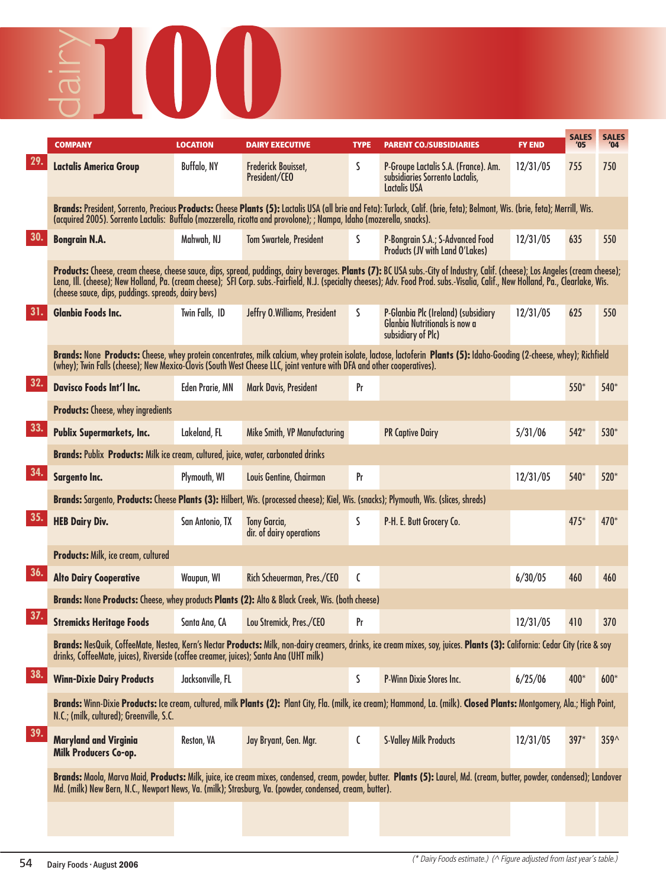# dairy 100

| | COMPANY | LOCATION | DAIRY EXECUTIVE | TYPE | PARENT CO./SUBSIDIARIES | FY END | SALES '05 | SALES '04 |
|---|---|---|---|---|---|---|---|---|
| 29. | **Lactalis America Group** | Buffalo, NY | Frederick Bouisset, President/CEO | S | P-Groupe Lactalis S.A. (France). Am. subsidiaries Sorrento Lactalis, Lactalis USA | 12/31/05 | 755 | 750 |
| | **Brands:** President, Sorrento, Precious **Products:** Cheese **Plants (5):** Lactalis USA (all brie and Feta): Turlock, Calif. (brie, feta); Belmont, Wis. (brie, feta); Merrill, Wis. (acquired 2005). Sorrento Lactalis: Buffalo (mozzerella, ricotta and provolone); ; Nampa, Idaho (mozerella, snacks). | | | | | | | |
| 30. | **Bongrain N.A.** | Mahwah, NJ | Tom Swartele, President | S | P-Bongrain S.A.; S-Advanced Food Products (JV with Land O'Lakes) | 12/31/05 | 635 | 550 |
| | **Products:** Cheese, cream cheese, cheese sauce, dips, spread, puddings, dairy beverages. **Plants (7):** BC USA subs.-City of Industry, Calif. (cheese); Los Angeles (cream cheese); Lena, Ill. (cheese); New Holland, Pa. (cream cheese); SFI Corp. subs.-Fairfield, N.J. (specialty cheeses); Adv. Food Prod. subs.-Visalia, Calif., New Holland, Pa., Clearlake, Wis. (cheese sauce, dips, puddings. spreads, dairy bevs) | | | | | | | |
| 31. | **Glanbia Foods Inc.** | Twin Falls, ID | Jeffry O.Williams, President | S | P-Glanbia Plc (Ireland) (subsidiary Glanbia Nutritionals is now a subsidiary of Plc) | 12/31/05 | 625 | 550 |
| | **Brands:** None **Products:** Cheese, whey protein concentrates, milk calcium, whey protein isolate, lactose, lactoferin **Plants (5):** Idaho-Gooding (2-cheese, whey); Richfield (whey); Twin Falls (cheese); New Mexico-Clovis (South West Cheese LLC, joint venture with DFA and other cooperatives). | | | | | | | |
| 32. | **Davisco Foods Int'l Inc.** | Eden Prarie, MN | Mark Davis, President | Pr | | | 550* | 540* |
| | **Products:** Cheese, whey ingredients | | | | | | | |
| 33. | **Publix Supermarkets, Inc.** | Lakeland, FL | Mike Smith, VP Manufacturing | | PR Captive Dairy | 5/31/06 | 542* | 530* |
| | **Brands:** Publix **Products:** Milk ice cream, cultured, juice, water, carbonated drinks | | | | | | | |
| 34. | **Sargento Inc.** | Plymouth, WI | Louis Gentine, Chairman | Pr | | 12/31/05 | 540* | 520* |
| | **Brands:** Sargento, **Products:** Cheese **Plants (3):** Hilbert, Wis. (processed cheese); Kiel, Wis. (snacks); Plymouth, Wis. (slices, shreds) | | | | | | | |
| 35. | **HEB Dairy Div.** | San Antonio, TX | Tony Garcia, dir. of dairy operations | S | P-H. E. Butt Grocery Co. | | 475* | 470* |
| | **Products:** Milk, ice cream, cultured | | | | | | | |
| 36. | **Alto Dairy Cooperative** | Waupun, WI | Rich Scheuerman, Pres./CEO | C | | 6/30/05 | 460 | 460 |
| | **Brands:** None **Products:** Cheese, whey products **Plants (2):** Alto & Black Creek, Wis. (both cheese) | | | | | | | |
| 37. | **Stremicks Heritage Foods** | Santa Ana, CA | Lou Stremick, Pres./CEO | Pr | | 12/31/05 | 410 | 370 |
| | **Brands:** NesQuik, CoffeeMate, Nestea, Kern's Nectar **Products:** Milk, non-dairy creamers, drinks, ice cream mixes, soy, juices. **Plants (3):** California: Cedar City (rice & soy drinks, CoffeeMate, juices), Riverside (coffee creamer, juices); Santa Ana (UHT milk) | | | | | | | |
| 38. | **Winn-Dixie Dairy Products** | Jacksonville, FL | | S | P-Winn Dixie Stores Inc. | 6/25/06 | 400* | 600* |
| | **Brands:** Winn-Dixie **Products:** Ice cream, cultured, milk **Plants (2):** Plant City, Fla. (milk, ice cream); Hammond, La. (milk). **Closed Plants:** Montgomery, Ala.; High Point, N.C.; (milk, cultured); Greenville, S.C. | | | | | | | |
| 39. | **Maryland and Virginia Milk Producers Co-op.** | Reston, VA | Jay Bryant, Gen. Mgr. | C | S-Valley Milk Products | 12/31/05 | 397* | 359^ |
| | **Brands:** Maola, Marva Maid, **Products:** Milk, juice, ice cream mixes, condensed, cream, powder, butter. **Plants (5):** Laurel, Md. (cream, butter, powder, condensed); Landover Md. (milk) New Bern, N.C., Newport News, Va. (milk); Strasburg, Va. (powder, condensed, cream, butter). | | | | | | | |

*(\* Dairy Foods estimate.) (^ Figure adjusted from last year's table.)*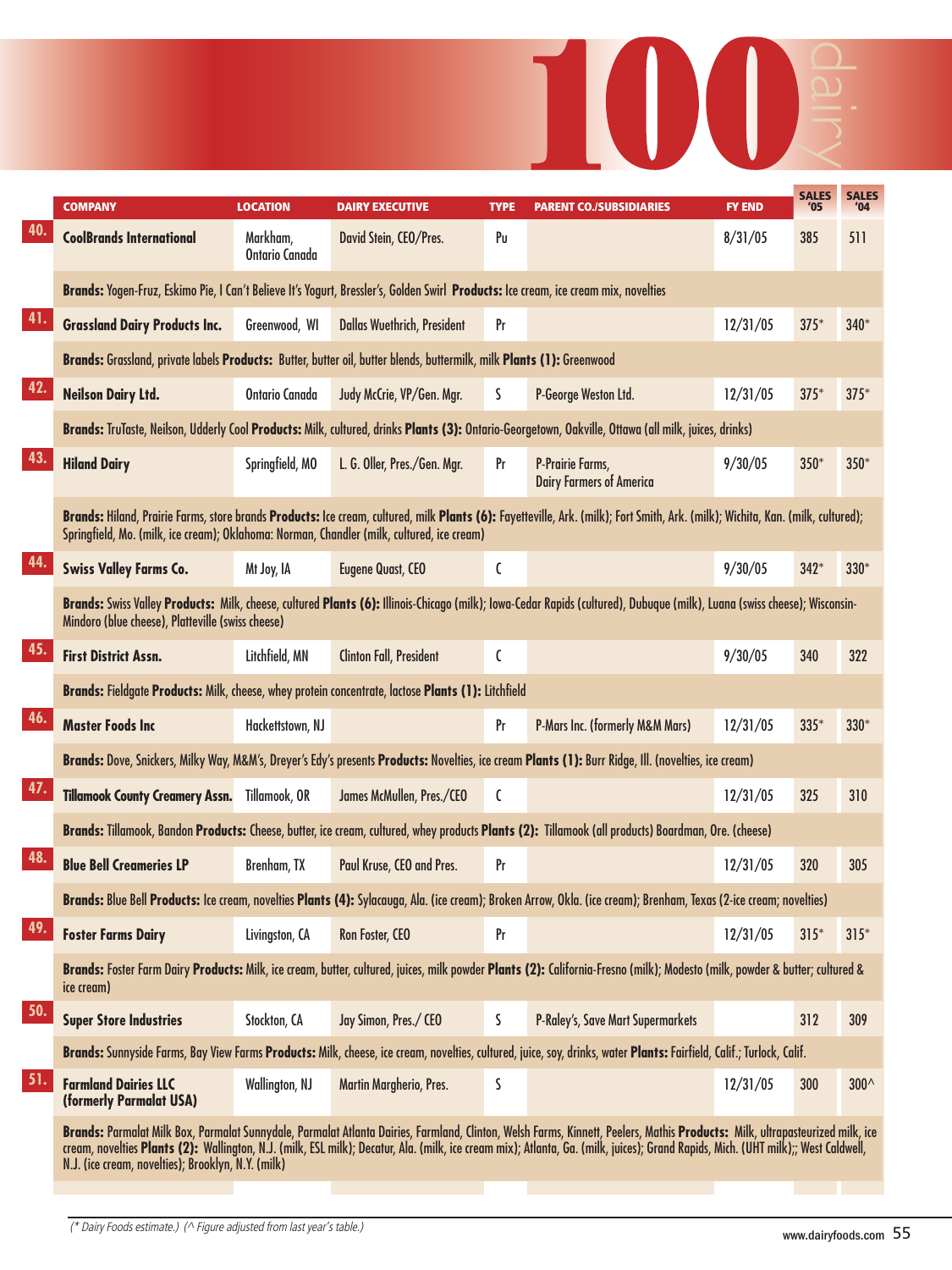# 100 dairy

| | COMPANY | LOCATION | DAIRY EXECUTIVE | TYPE | PARENT CO./SUBSIDIARIES | FY END | SALES '05 | SALES '04 |
|---|---|---|---|---|---|---|---|---|
| 40. | **CoolBrands International** | Markham, Ontario Canada | David Stein, CEO/Pres. | Pu | | 8/31/05 | 385 | 511 |
| | **Brands:** Yogen-Fruz, Eskimo Pie, I Can't Believe It's Yogurt, Bressler's, Golden Swirl **Products:** Ice cream, ice cream mix, novelties | | | | | | | |
| 41. | **Grassland Dairy Products Inc.** | Greenwood, WI | Dallas Wuethrich, President | Pr | | 12/31/05 | 375* | 340* |
| | **Brands:** Grassland, private labels **Products:** Butter, butter oil, butter blends, buttermilk, milk **Plants (1):** Greenwood | | | | | | | |
| 42. | **Neilson Dairy Ltd.** | Ontario Canada | Judy McCrie, VP/Gen. Mgr. | S | P-George Weston Ltd. | 12/31/05 | 375* | 375* |
| | **Brands:** TruTaste, Neilson, Udderly Cool **Products:** Milk, cultured, drinks **Plants (3):** Ontario-Georgetown, Oakville, Ottawa (all milk, juices, drinks) | | | | | | | |
| 43. | **Hiland Dairy** | Springfield, MO | L. G. Oller, Pres./Gen. Mgr. | Pr | P-Prairie Farms, Dairy Farmers of America | 9/30/05 | 350* | 350* |
| | **Brands:** Hiland, Prairie Farms, store brands **Products:** Ice cream, cultured, milk **Plants (6):** Fayetteville, Ark. (milk); Fort Smith, Ark. (milk); Wichita, Kan. (milk, cultured); Springfield, Mo. (milk, ice cream); Oklahoma: Norman, Chandler (milk, cultured, ice cream) | | | | | | | |
| 44. | **Swiss Valley Farms Co.** | Mt Joy, IA | Eugene Quast, CEO | C | | 9/30/05 | 342* | 330* |
| | **Brands:** Swiss Valley **Products:** Milk, cheese, cultured **Plants (6):** Illinois-Chicago (milk); Iowa-Cedar Rapids (cultured), Dubuque (milk), Luana (swiss cheese); Wisconsin-Mindoro (blue cheese), Platteville (swiss cheese) | | | | | | | |
| 45. | **First District Assn.** | Litchfield, MN | Clinton Fall, President | C | | 9/30/05 | 340 | 322 |
| | **Brands:** Fieldgate **Products:** Milk, cheese, whey protein concentrate, lactose **Plants (1):** Litchfield | | | | | | | |
| 46. | **Master Foods Inc** | Hackettstown, NJ | | Pr | P-Mars Inc. (formerly M&M Mars) | 12/31/05 | 335* | 330* |
| | **Brands:** Dove, Snickers, Milky Way, M&M's, Dreyer's Edy's presents **Products:** Novelties, ice cream **Plants (1):** Burr Ridge, Ill. (novelties, ice cream) | | | | | | | |
| 47. | **Tillamook County Creamery Assn.** | Tillamook, OR | James McMullen, Pres./CEO | C | | 12/31/05 | 325 | 310 |
| | **Brands:** Tillamook, Bandon **Products:** Cheese, butter, ice cream, cultured, whey products **Plants (2):** Tillamook (all products) Boardman, Ore. (cheese) | | | | | | | |
| 48. | **Blue Bell Creameries LP** | Brenham, TX | Paul Kruse, CEO and Pres. | Pr | | 12/31/05 | 320 | 305 |
| | **Brands:** Blue Bell **Products:** Ice cream, novelties **Plants (4):** Sylacauga, Ala. (ice cream); Broken Arrow, Okla. (ice cream); Brenham, Texas (2-ice cream; novelties) | | | | | | | |
| 49. | **Foster Farms Dairy** | Livingston, CA | Ron Foster, CEO | Pr | | 12/31/05 | 315* | 315* |
| | **Brands:** Foster Farm Dairy **Products:** Milk, ice cream, butter, cultured, juices, milk powder **Plants (2):** California-Fresno (milk); Modesto (milk, powder & butter; cultured & ice cream) | | | | | | | |
| 50. | **Super Store Industries** | Stockton, CA | Jay Simon, Pres./ CEO | S | P-Raley's, Save Mart Supermarkets | | 312 | 309 |
| | **Brands:** Sunnyside Farms, Bay View Farms **Products:** Milk, cheese, ice cream, novelties, cultured, juice, soy, drinks, water **Plants:** Fairfield, Calif.; Turlock, Calif. | | | | | | | |
| 51. | **Farmland Dairies LLC (formerly Parmalat USA)** | Wallington, NJ | Martin Margherio, Pres. | S | | 12/31/05 | 300 | 300^ |
| | **Brands:** Parmalat Milk Box, Parmalat Sunnydale, Parmalat Atlanta Dairies, Farmland, Clinton, Welsh Farms, Kinnett, Peelers, Mathis **Products:** Milk, ultrapasteurized milk, ice cream, novelties **Plants (2):** Wallington, N.J. (milk, ESL milk); Decatur, Ala. (milk, ice cream mix); Atlanta, Ga. (milk, juices); Grand Rapids, Mich. (UHT milk);; West Caldwell, N.J. (ice cream, novelties); Brooklyn, N.Y. (milk) | | | | | | | |

*(* Dairy Foods estimate.) (^ Figure adjusted from last year's table.)*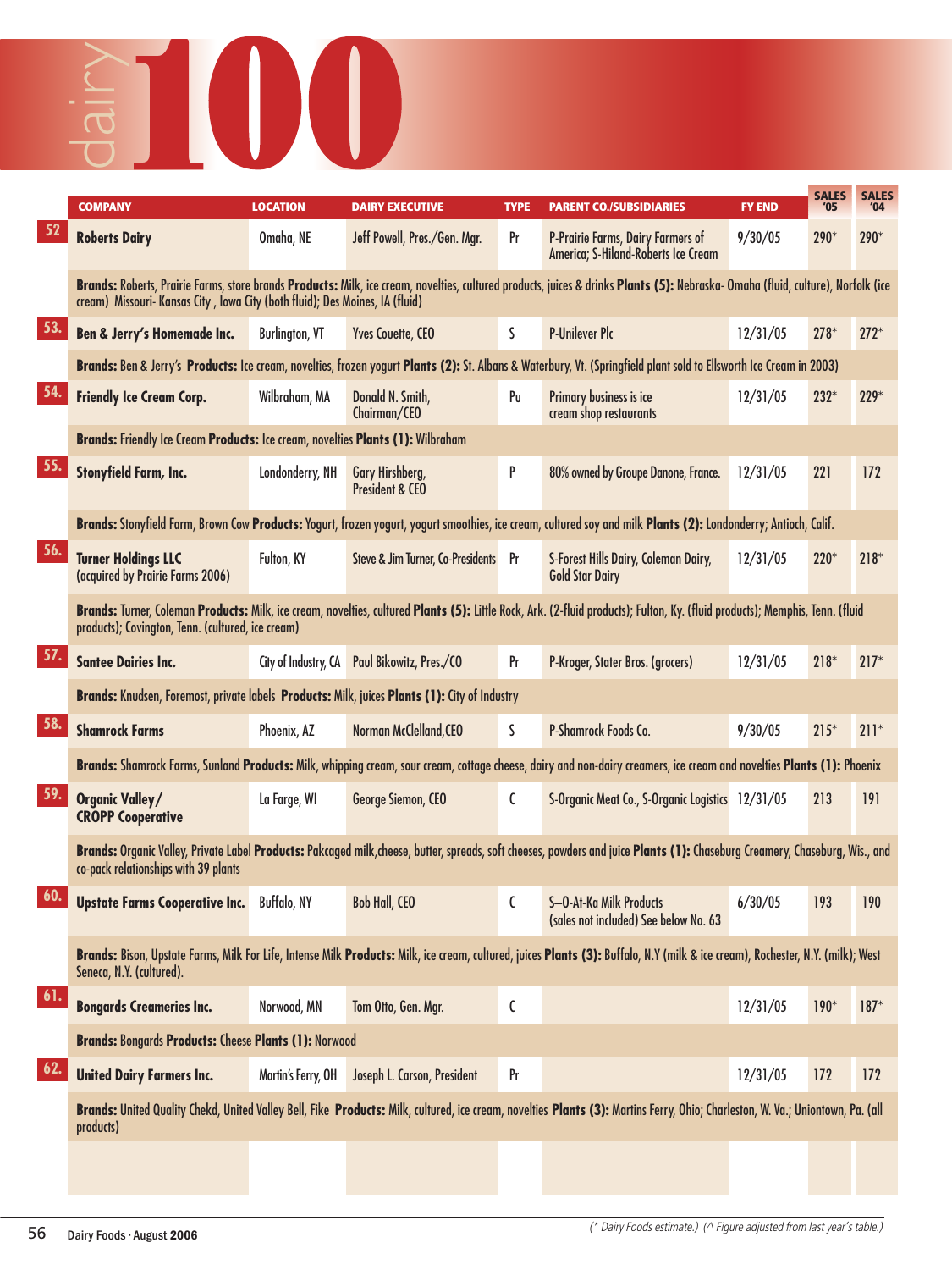# dairy 100

| # | COMPANY | LOCATION | DAIRY EXECUTIVE | TYPE | PARENT CO./SUBSIDIARIES | FY END | SALES '05 | SALES '04 |
|---|---|---|---|---|---|---|---|---|
| 52 | Roberts Dairy | Omaha, NE | Jeff Powell, Pres./Gen. Mgr. | Pr | P-Prairie Farms, Dairy Farmers of America; S-Hiland-Roberts Ice Cream | 9/30/05 | 290* | 290* |
| | **Brands:** Roberts, Prairie Farms, store brands **Products:** Milk, ice cream, novelties, cultured products, juices & drinks **Plants (5):** Nebraska- Omaha (fluid, culture), Norfolk (ice cream) Missouri- Kansas City , Iowa City (both fluid); Des Moines, IA (fluid) | | | | | | | |
| 53. | Ben & Jerry's Homemade Inc. | Burlington, VT | Yves Couette, CEO | S | P-Unilever Plc | 12/31/05 | 278* | 272* |
| | **Brands:** Ben & Jerry's **Products:** Ice cream, novelties, frozen yogurt **Plants (2):** St. Albans & Waterbury, Vt. (Springfield plant sold to Ellsworth Ice Cream in 2003) | | | | | | | |
| 54. | Friendly Ice Cream Corp. | Wilbraham, MA | Donald N. Smith, Chairman/CEO | Pu | Primary business is ice cream shop restaurants | 12/31/05 | 232* | 229* |
| | **Brands:** Friendly Ice Cream **Products:** Ice cream, novelties **Plants (1):** Wilbraham | | | | | | | |
| 55. | Stonyfield Farm, Inc. | Londonderry, NH | Gary Hirshberg, President & CEO | P | 80% owned by Groupe Danone, France. | 12/31/05 | 221 | 172 |
| | **Brands:** Stonyfield Farm, Brown Cow **Products:** Yogurt, frozen yogurt, yogurt smoothies, ice cream, cultured soy and milk **Plants (2):** Londonderry; Antioch, Calif. | | | | | | | |
| 56. | Turner Holdings LLC (acquired by Prairie Farms 2006) | Fulton, KY | Steve & Jim Turner, Co-Presidents | Pr | S-Forest Hills Dairy, Coleman Dairy, Gold Star Dairy | 12/31/05 | 220* | 218* |
| | **Brands:** Turner, Coleman **Products:** Milk, ice cream, novelties, cultured **Plants (5):** Little Rock, Ark. (2-fluid products); Fulton, Ky. (fluid products); Memphis, Tenn. (fluid products); Covington, Tenn. (cultured, ice cream) | | | | | | | |
| 57. | Santee Dairies Inc. | City of Industry, CA | Paul Bikowitz, Pres./CO | Pr | P-Kroger, Stater Bros. (grocers) | 12/31/05 | 218* | 217* |
| | **Brands:** Knudsen, Foremost, private labels **Products:** Milk, juices **Plants (1):** City of Industry | | | | | | | |
| 58. | Shamrock Farms | Phoenix, AZ | Norman McClelland, CEO | S | P-Shamrock Foods Co. | 9/30/05 | 215* | 211* |
| | **Brands:** Shamrock Farms, Sunland **Products:** Milk, whipping cream, sour cream, cottage cheese, dairy and non-dairy creamers, ice cream and novelties **Plants (1):** Phoenix | | | | | | | |
| 59. | Organic Valley/ CROPP Cooperative | La Farge, WI | George Siemon, CEO | C | S-Organic Meat Co., S-Organic Logistics | 12/31/05 | 213 | 191 |
| | **Brands:** Organic Valley, Private Label **Products:** Pakcaged milk,cheese, butter, spreads, soft cheeses, powders and juice **Plants (1):** Chaseburg Creamery, Chaseburg, Wis., and co-pack relationships with 39 plants | | | | | | | |
| 60. | Upstate Farms Cooperative Inc. | Buffalo, NY | Bob Hall, CEO | C | S–O-At-Ka Milk Products (sales not included) See below No. 63 | 6/30/05 | 193 | 190 |
| | **Brands:** Bison, Upstate Farms, Milk For Life, Intense Milk **Products:** Milk, ice cream, cultured, juices **Plants (3):** Buffalo, N.Y (milk & ice cream), Rochester, N.Y. (milk); West Seneca, N.Y. (cultured). | | | | | | | |
| 61. | Bongards Creameries Inc. | Norwood, MN | Tom Otto, Gen. Mgr. | C | | 12/31/05 | 190* | 187* |
| | **Brands:** Bongards **Products:** Cheese **Plants (1):** Norwood | | | | | | | |
| 62. | United Dairy Farmers Inc. | Martin's Ferry, OH | Joseph L. Carson, President | Pr | | 12/31/05 | 172 | 172 |
| | **Brands:** United Quality Chekd, United Valley Bell, Fike **Products:** Milk, cultured, ice cream, novelties **Plants (3):** Martins Ferry, Ohio; Charleston, W. Va.; Uniontown, Pa. (all products) | | | | | | | |

*(\* Dairy Foods estimate.) (^ Figure adjusted from last year's table.)*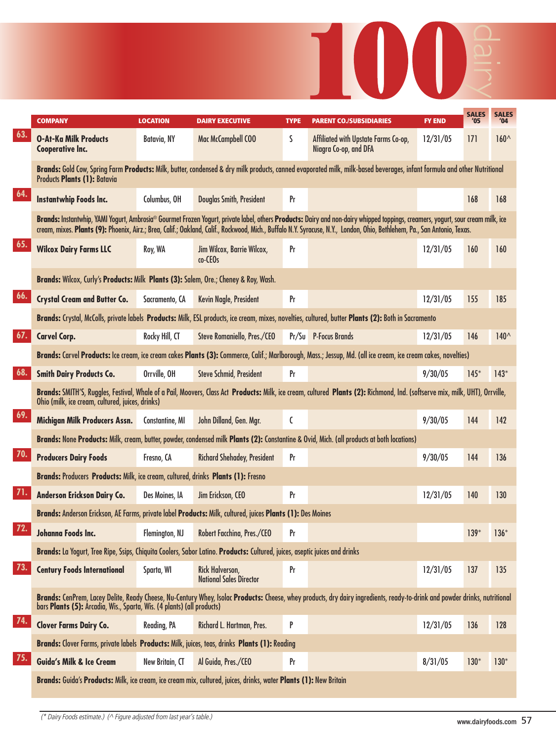# 100 dairy

| | COMPANY | LOCATION | DAIRY EXECUTIVE | TYPE | PARENT CO./SUBSIDIARIES | FY END | SALES '05 | SALES '04 |
|---|---|---|---|---|---|---|---|---|
| 63. | **O-At-Ka Milk Products Cooperative Inc.** | Batavia, NY | Mac McCampbell COO | S | Affiliated with Upstate Farms Co-op, Niagra Co-op, and DFA | 12/31/05 | 171 | 160^ |
| | **Brands:** Gold Cow, Spring Farm **Products:** Milk, butter, condensed & dry milk products, canned evaporated milk, milk-based beverages, infant formula and other Nutritional Products **Plants (1):** Batavia | | | | | | | |
| 64. | **Instantwhip Foods Inc.** | Columbus, OH | Douglas Smith, President | Pr | | | 168 | 168 |
| | **Brands:** Instantwhip, YAMI Yogurt, Ambrosia® Gourmet Frozen Yogurt, private label, others **Products:** Dairy and non-dairy whipped toppings, creamers, yogurt, sour cream milk, ice cream, mixes. **Plants (9):** Phoenix, Airz.; Brea, Calif.; Oakland, Calif., Rockwood, Mich., Buffalo N.Y. Syracuse, N.Y., London, Ohio, Bethlehem, Pa., San Antonio, Texas. | | | | | | | |
| 65. | **Wilcox Dairy Farms LLC** | Roy, WA | Jim Wilcox, Barrie Wilcox, co-CEOs | Pr | | 12/31/05 | 160 | 160 |
| | **Brands:** Wilcox, Curly's **Products:** Milk **Plants (3):** Salem, Ore.; Cheney & Roy, Wash. | | | | | | | |
| 66. | **Crystal Cream and Butter Co.** | Sacramento, CA | Kevin Nagle, President | Pr | | 12/31/05 | 155 | 185 |
| | **Brands:** Crystal, McColls, private labels **Products:** Milk, ESL products, ice cream, mixes, novelties, cultured, butter **Plants (2):** Both in Sacramento | | | | | | | |
| 67. | **Carvel Corp.** | Rocky Hill, CT | Steve Romaniello, Pres./CEO | Pr/Su | P-Focus Brands | 12/31/05 | 146 | 140^ |
| | **Brands:** Carvel **Products:** Ice cream, ice cream cakes **Plants (3):** Commerce, Calif.; Marlborough, Mass.; Jessup, Md. (all ice cream, ice cream cakes, novelties) | | | | | | | |
| 68. | **Smith Dairy Products Co.** | Orrville, OH | Steve Schmid, President | Pr | | 9/30/05 | 145* | 143* |
| | **Brands:** SMITH'S, Ruggles, Festival, Whale of a Pail, Moovers, Class Act **Products:** Milk, ice cream, cultured **Plants (2):** Richmond, Ind. (softserve mix, milk, UHT), Orrville, Ohio (milk, ice cream, cultured, juices, drinks) | | | | | | | |
| 69. | **Michigan Milk Producers Assn.** | Constantine, MI | John Dilland, Gen. Mgr. | C | | 9/30/05 | 144 | 142 |
| | **Brands:** None **Products:** Milk, cream, butter, powder, condensed milk **Plants (2):** Constantine & Ovid, Mich. (all products at both locations) | | | | | | | |
| 70. | **Producers Dairy Foods** | Fresno, CA | Richard Shehadey, President | Pr | | 9/30/05 | 144 | 136 |
| | **Brands:** Producers **Products:** Milk, ice cream, cultured, drinks **Plants (1):** Fresno | | | | | | | |
| 71. | **Anderson Erickson Dairy Co.** | Des Moines, IA | Jim Erickson, CEO | Pr | | 12/31/05 | 140 | 130 |
| | **Brands:** Anderson Erickson, AE Farms, private label **Products:** Milk, cultured, juices **Plants (1):** Des Moines | | | | | | | |
| 72. | **Johanna Foods Inc.** | Flemington, NJ | Robert Facchina, Pres./CEO | Pr | | | 139* | 136* |
| | **Brands:** La Yogurt, Tree Ripe, Ssips, Chiquita Coolers, Sabor Latino. **Products:** Cultured, juices, aseptic juices and drinks | | | | | | | |
| 73. | **Century Foods International** | Sparta, WI | Rick Halverson, National Sales Director | Pr | | 12/31/05 | 137 | 135 |
| | **Brands:** CenPrem, Lacey Delite, Ready Cheese, Nu-Century Whey, Isolac **Products:** Cheese, whey products, dry dairy ingredients, ready-to-drink and powder drinks, nutritional bars **Plants (5):** Arcadia, Wis., Sparta, Wis. (4 plants) (all products) | | | | | | | |
| 74. | **Clover Farms Dairy Co.** | Reading, PA | Richard L. Hartman, Pres. | P | | 12/31/05 | 136 | 128 |
| | **Brands:** Clover Farms, private labels **Products:** Milk, juices, teas, drinks **Plants (1):** Reading | | | | | | | |
| 75. | **Guida's Milk & Ice Cream** | New Britain, CT | Al Guida, Pres./CEO | Pr | | 8/31/05 | 130* | 130* |
| | **Brands:** Guida's **Products:** Milk, ice cream, ice cream mix, cultured, juices, drinks, water **Plants (1):** New Britain | | | | | | | |

*(\* Dairy Foods estimate.) (^ Figure adjusted from last year's table.)*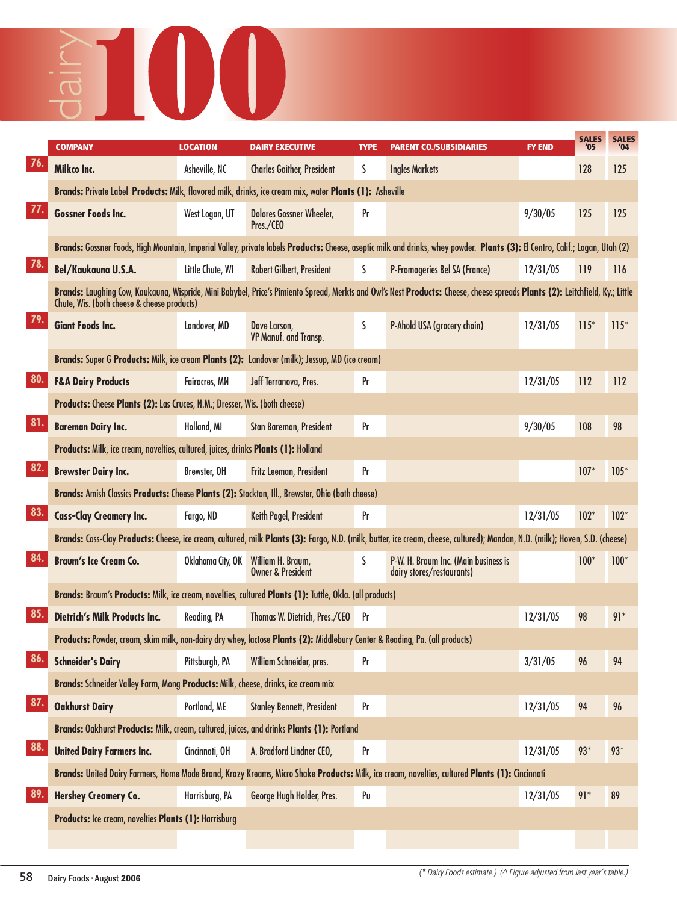# dairy 100

| | COMPANY | LOCATION | DAIRY EXECUTIVE | TYPE | PARENT CO./SUBSIDIARIES | FY END | SALES '05 | SALES '04 |
|---|---|---|---|---|---|---|---|---|
| 76. | Milkco Inc. | Asheville, NC | Charles Gaither, President | S | Ingles Markets | | 128 | 125 |
| | **Brands:** Private Label **Products:** Milk, flavored milk, drinks, ice cream mix, water **Plants (1):** Asheville | | | | | | | |
| 77. | Gossner Foods Inc. | West Logan, UT | Dolores Gossner Wheeler, Pres./CEO | Pr | | 9/30/05 | 125 | 125 |
| | **Brands:** Gossner Foods, High Mountain, Imperial Valley, private labels **Products:** Cheese, aseptic milk and drinks, whey powder. **Plants (3):** El Centro, Calif.; Logan, Utah (2) | | | | | | | |
| 78. | Bel/Kaukauna U.S.A. | Little Chute, WI | Robert Gilbert, President | S | P-Fromageries Bel SA (France) | 12/31/05 | 119 | 116 |
| | **Brands:** Laughing Cow, Kaukauna, Wispride, Mini Babybel, Price's Pimiento Spread, Merkts and Owl's Nest **Products:** Cheese, cheese spreads **Plants (2):** Leitchfield, Ky.; Little Chute, Wis. (both cheese & cheese products) | | | | | | | |
| 79. | Giant Foods Inc. | Landover, MD | Dave Larson, VP Manuf. and Transp. | S | P-Ahold USA (grocery chain) | 12/31/05 | 115* | 115* |
| | **Brands:** Super G **Products:** Milk, ice cream **Plants (2):** Landover (milk); Jessup, MD (ice cream) | | | | | | | |
| 80. | F&A Dairy Products | Fairacres, MN | Jeff Terranova, Pres. | Pr | | 12/31/05 | 112 | 112 |
| | **Products:** Cheese **Plants (2):** Las Cruces, N.M.; Dresser, Wis. (both cheese) | | | | | | | |
| 81. | Bareman Dairy Inc. | Holland, MI | Stan Bareman, President | Pr | | 9/30/05 | 108 | 98 |
| | **Products:** Milk, ice cream, novelties, cultured, juices, drinks **Plants (1):** Holland | | | | | | | |
| 82. | Brewster Dairy Inc. | Brewster, OH | Fritz Leeman, President | Pr | | | 107* | 105* |
| | **Brands:** Amish Classics **Products:** Cheese **Plants (2):** Stockton, Ill., Brewster, Ohio (both cheese) | | | | | | | |
| 83. | Cass-Clay Creamery Inc. | Fargo, ND | Keith Pagel, President | Pr | | 12/31/05 | 102* | 102* |
| | **Brands:** Cass-Clay **Products:** Cheese, ice cream, cultured, milk **Plants (3):** Fargo, N.D. (milk, butter, ice cream, cheese, cultured); Mandan, N.D. (milk); Hoven, S.D. (cheese) | | | | | | | |
| 84. | Braum's Ice Cream Co. | Oklahoma City, OK | William H. Braum, Owner & President | S | P-W. H. Braum Inc. (Main business is dairy stores/restaurants) | | 100* | 100* |
| | **Brands:** Braum's **Products:** Milk, ice cream, novelties, cultured **Plants (1):** Tuttle, Okla. (all products) | | | | | | | |
| 85. | Dietrich's Milk Products Inc. | Reading, PA | Thomas W. Dietrich, Pres./CEO | Pr | | 12/31/05 | 98 | 91* |
| | **Products:** Powder, cream, skim milk, non-dairy dry whey, lactose **Plants (2):** Middlebury Center & Reading, Pa. (all products) | | | | | | | |
| 86. | Schneider's Dairy | Pittsburgh, PA | William Schneider, pres. | Pr | | 3/31/05 | 96 | 94 |
| | **Brands:** Schneider Valley Farm, Mong **Products:** Milk, cheese, drinks, ice cream mix | | | | | | | |
| 87. | Oakhurst Dairy | Portland, ME | Stanley Bennett, President | Pr | | 12/31/05 | 94 | 96 |
| | **Brands:** Oakhurst **Products:** Milk, cream, cultured, juices, and drinks **Plants (1):** Portland | | | | | | | |
| 88. | United Dairy Farmers Inc. | Cincinnati, OH | A. Bradford Lindner CEO, | Pr | | 12/31/05 | 93* | 93* |
| | **Brands:** United Dairy Farmers, Home Made Brand, Krazy Kreams, Micro Shake **Products:** Milk, ice cream, novelties, cultured **Plants (1):** Cincinnati | | | | | | | |
| 89. | Hershey Creamery Co. | Harrisburg, PA | George Hugh Holder, Pres. | Pu | | 12/31/05 | 91* | 89 |
| | **Products:** Ice cream, novelties **Plants (1):** Harrisburg | | | | | | | |

*(\* Dairy Foods estimate.) (^ Figure adjusted from last year's table.)*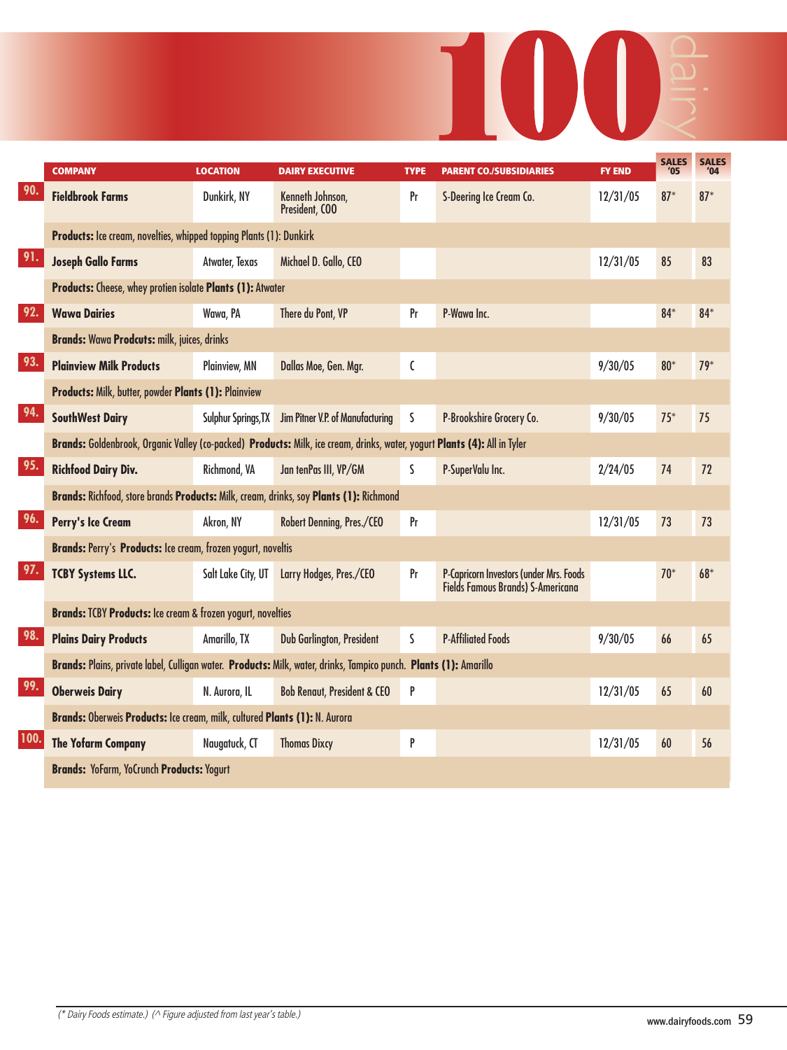# 100 dairy

| | COMPANY | LOCATION | DAIRY EXECUTIVE | TYPE | PARENT CO./SUBSIDIARIES | FY END | SALES '05 | SALES '04 |
|---|---|---|---|---|---|---|---|---|
| 90. | **Fieldbrook Farms** | Dunkirk, NY | Kenneth Johnson, President, COO | Pr | S-Deering Ice Cream Co. | 12/31/05 | 87* | 87* |
| | **Products:** Ice cream, novelties, whipped topping Plants (1): Dunkirk | | | | | | | |
| 91. | **Joseph Gallo Farms** | Atwater, Texas | Michael D. Gallo, CEO | | | 12/31/05 | 85 | 83 |
| | **Products:** Cheese, whey protien isolate **Plants (1):** Atwater | | | | | | | |
| 92. | **Wawa Dairies** | Wawa, PA | There du Pont, VP | Pr | P-Wawa Inc. | | 84* | 84* |
| | **Brands:** Wawa **Prodcuts:** milk, juices, drinks | | | | | | | |
| 93. | **Plainview Milk Products** | Plainview, MN | Dallas Moe, Gen. Mgr. | C | | 9/30/05 | 80* | 79* |
| | **Products:** Milk, butter, powder **Plants (1):** Plainview | | | | | | | |
| 94. | **SouthWest Dairy** | Sulphur Springs,TX | Jim Pitner V.P. of Manufacturing | S | P-Brookshire Grocery Co. | 9/30/05 | 75* | 75 |
| | **Brands:** Goldenbrook, Organic Valley (co-packed) **Products:** Milk, ice cream, drinks, water, yogurt **Plants (4):** All in Tyler | | | | | | | |
| 95. | **Richfood Dairy Div.** | Richmond, VA | Jan tenPas III, VP/GM | S | P-SuperValu Inc. | 2/24/05 | 74 | 72 |
| | **Brands:** Richfood, store brands **Products:** Milk, cream, drinks, soy **Plants (1):** Richmond | | | | | | | |
| 96. | **Perry's Ice Cream** | Akron, NY | Robert Denning, Pres./CEO | Pr | | 12/31/05 | 73 | 73 |
| | **Brands:** Perry's **Products:** Ice cream, frozen yogurt, noveltis | | | | | | | |
| 97. | **TCBY Systems LLC.** | Salt Lake City, UT | Larry Hodges, Pres./CEO | Pr | P-Capricorn Investors (under Mrs. Foods Fields Famous Brands) S-Americana | | 70* | 68* |
| | **Brands:** TCBY **Products:** Ice cream & frozen yogurt, novelties | | | | | | | |
| 98. | **Plains Dairy Products** | Amarillo, TX | Dub Garlington, President | S | P-Affiliated Foods | 9/30/05 | 66 | 65 |
| | **Brands:** Plains, private label, Culligan water. **Products:** Milk, water, drinks, Tampico punch. **Plants (1):** Amarillo | | | | | | | |
| 99. | **Oberweis Dairy** | N. Aurora, IL | Bob Renaut, President & CEO | P | | 12/31/05 | 65 | 60 |
| | **Brands:** Oberweis **Products:** Ice cream, milk, cultured **Plants (1):** N. Aurora | | | | | | | |
| 100. | **The Yofarm Company** | Naugatuck, CT | Thomas Dixcy | P | | 12/31/05 | 60 | 56 |
| | **Brands:** YoFarm, YoCrunch **Products:** Yogurt | | | | | | | |

*(\* Dairy Foods estimate.) (^ Figure adjusted from last year's table.)*